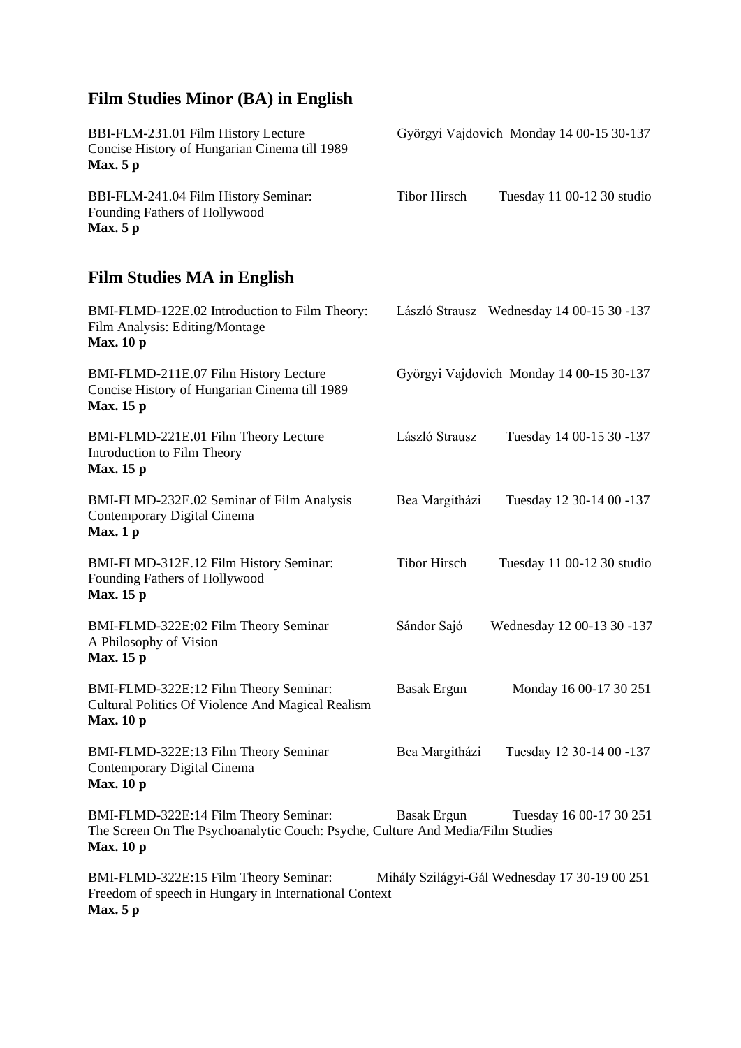## Film Studies Minor (BA) in English

BBI-FLM-231.01 Film History Lecture — Györgyi Vajdovich — Monday 14 00-15 30-137
Concise History of Hungarian Cinema till 1989
**Max. 5 p**

BBI-FLM-241.04 Film History Seminar: — Tibor Hirsch — Tuesday 11 00-12 30 studio
Founding Fathers of Hollywood
**Max. 5 p**

## Film Studies MA in English

BMI-FLMD-122E.02 Introduction to Film Theory: — László Strausz — Wednesday 14 00-15 30 -137
Film Analysis: Editing/Montage
**Max. 10 p**

BMI-FLMD-211E.07 Film History Lecture — Györgyi Vajdovich — Monday 14 00-15 30-137
Concise History of Hungarian Cinema till 1989
**Max. 15 p**

BMI-FLMD-221E.01 Film Theory Lecture — László Strausz — Tuesday 14 00-15 30 -137
Introduction to Film Theory
**Max. 15 p**

BMI-FLMD-232E.02 Seminar of Film Analysis — Bea Margitházi — Tuesday 12 30-14 00 -137
Contemporary Digital Cinema
**Max. 1 p**

BMI-FLMD-312E.12 Film History Seminar: — Tibor Hirsch — Tuesday 11 00-12 30 studio
Founding Fathers of Hollywood
**Max. 15 p**

BMI-FLMD-322E:02 Film Theory Seminar — Sándor Sajó — Wednesday 12 00-13 30 -137
A Philosophy of Vision
**Max. 15 p**

BMI-FLMD-322E:12 Film Theory Seminar: — Basak Ergun — Monday 16 00-17 30 251
Cultural Politics Of Violence And Magical Realism
**Max. 10 p**

BMI-FLMD-322E:13 Film Theory Seminar — Bea Margitházi — Tuesday 12 30-14 00 -137
Contemporary Digital Cinema
**Max. 10 p**

BMI-FLMD-322E:14 Film Theory Seminar: — Basak Ergun — Tuesday 16 00-17 30 251
The Screen On The Psychoanalytic Couch: Psyche, Culture And Media/Film Studies
**Max. 10 p**

BMI-FLMD-322E:15 Film Theory Seminar: — Mihály Szilágyi-Gál — Wednesday 17 30-19 00 251
Freedom of speech in Hungary in International Context
**Max. 5 p**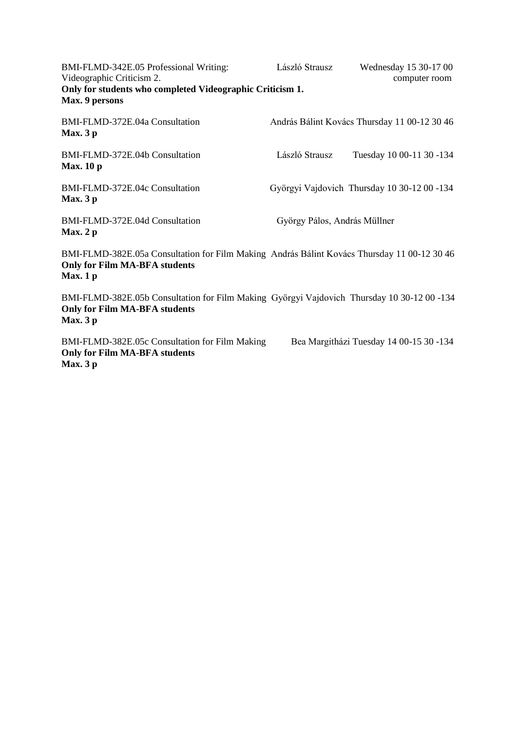BMI-FLMD-342E.05 Professional Writing: László Strausz Wednesday 15 30-17 00
Videographic Criticism 2. computer room
**Only for students who completed Videographic Criticism 1.**
**Max. 9 persons**

BMI-FLMD-372E.04a Consultation András Bálint Kovács Thursday 11 00-12 30 46
**Max. 3 p**

BMI-FLMD-372E.04b Consultation László Strausz Tuesday 10 00-11 30 -134
**Max. 10 p**

BMI-FLMD-372E.04c Consultation Györgyi Vajdovich Thursday 10 30-12 00 -134
**Max. 3 p**

BMI-FLMD-372E.04d Consultation György Pálos, András Müllner
**Max. 2 p**

BMI-FLMD-382E.05a Consultation for Film Making András Bálint Kovács Thursday 11 00-12 30 46
**Only for Film MA-BFA students**
**Max. 1 p**

BMI-FLMD-382E.05b Consultation for Film Making Györgyi Vajdovich Thursday 10 30-12 00 -134
**Only for Film MA-BFA students**
**Max. 3 p**

BMI-FLMD-382E.05c Consultation for Film Making Bea Margitházi Tuesday 14 00-15 30 -134
**Only for Film MA-BFA students**
**Max. 3 p**